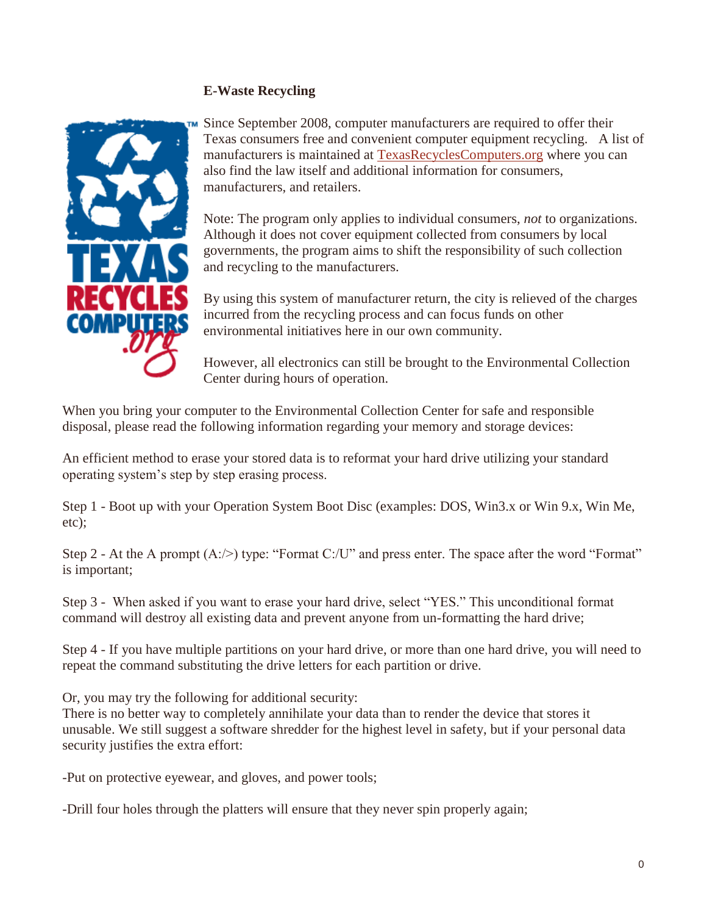## E-Waste Recycling

Since September 2008, computer manufacturers are required to offer their Texas consumers free and convenient computer equipment recycling. A list of manufacturers is maintained at TexasRecyclesComputers.org where you can also find the law itself and additional information for consumers, manufacturers, and retailers.

Note: The program only applies to individual consumers, *not* to organizations. Although it does not cover equipment collected from consumers by local governments, the program aims to shift the responsibility of such collection and recycling to the manufacturers.

By using this system of manufacturer return, the city is relieved of the charges incurred from the recycling process and can focus funds on other environmental initiatives here in our own community.

However, all electronics can still be brought to the Environmental Collection Center during hours of operation.

When you bring your computer to the Environmental Collection Center for safe and responsible disposal, please read the following information regarding your memory and storage devices:

An efficient method to erase your stored data is to reformat your hard drive utilizing your standard operating system's step by step erasing process.

Step 1 - Boot up with your Operation System Boot Disc (examples: DOS, Win3.x or Win 9.x, Win Me, etc);

Step 2 - At the A prompt (A:/>) type: "Format C:/U" and press enter. The space after the word "Format" is important;

Step 3 - When asked if you want to erase your hard drive, select "YES." This unconditional format command will destroy all existing data and prevent anyone from un-formatting the hard drive;

Step 4 - If you have multiple partitions on your hard drive, or more than one hard drive, you will need to repeat the command substituting the drive letters for each partition or drive.

Or, you may try the following for additional security:
There is no better way to completely annihilate your data than to render the device that stores it unusable. We still suggest a software shredder for the highest level in safety, but if your personal data security justifies the extra effort:

-Put on protective eyewear, and gloves, and power tools;

-Drill four holes through the platters will ensure that they never spin properly again;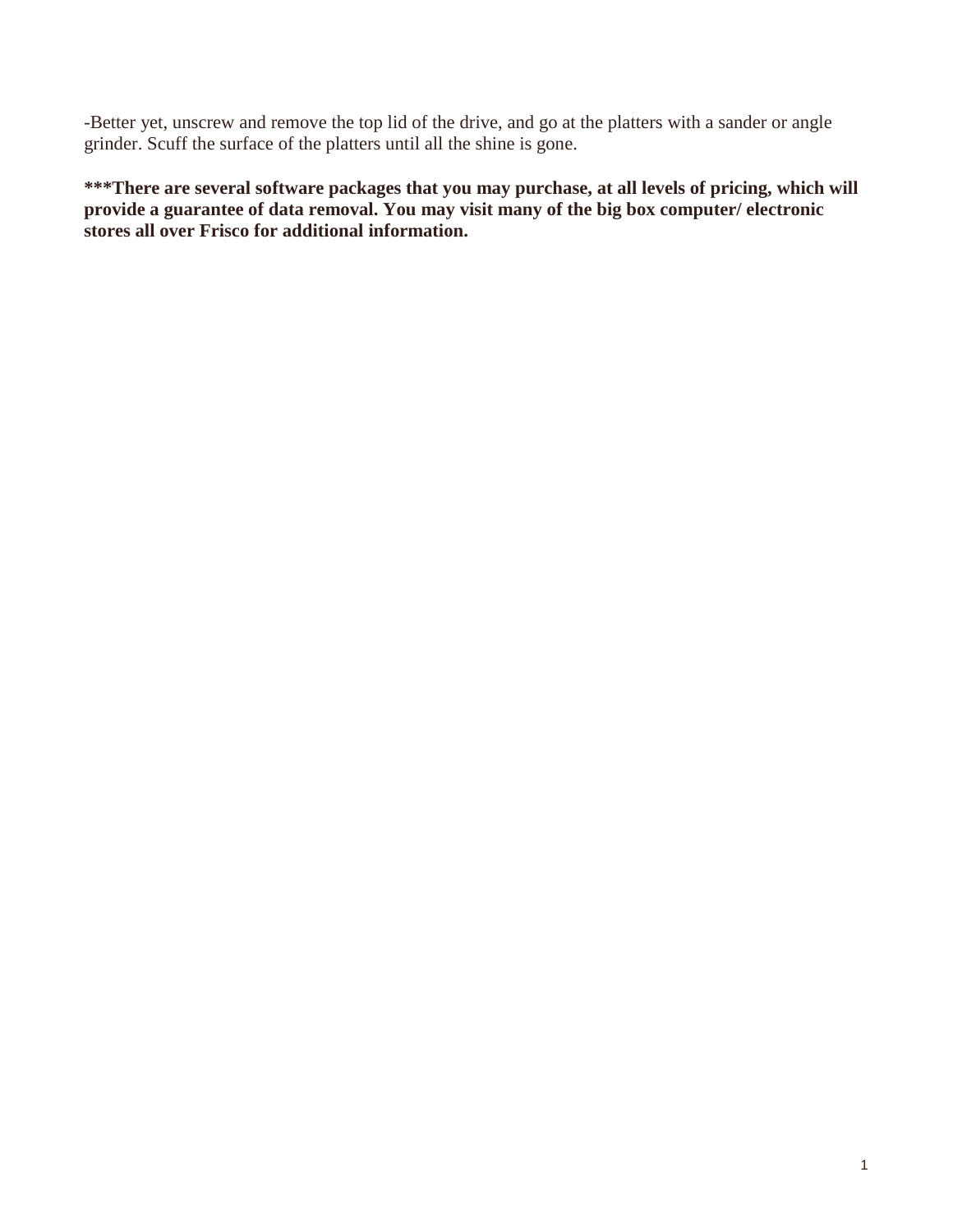-Better yet, unscrew and remove the top lid of the drive, and go at the platters with a sander or angle grinder. Scuff the surface of the platters until all the shine is gone.

**\*\*\*There are several software packages that you may purchase, at all levels of pricing, which will provide a guarantee of data removal. You may visit many of the big box computer/ electronic stores all over Frisco for additional information.**